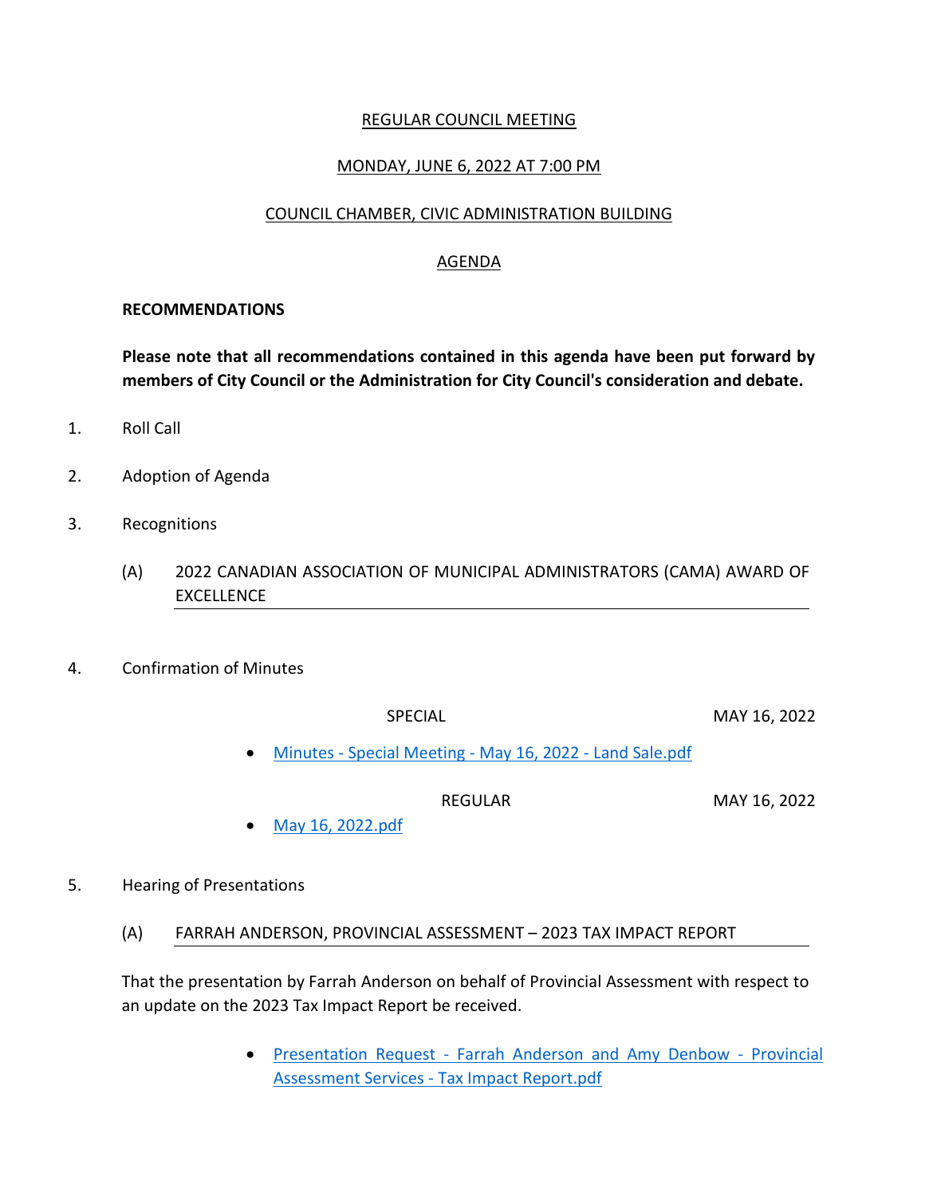REGULAR COUNCIL MEETING

MONDAY, JUNE 6, 2022 AT 7:00 PM

COUNCIL CHAMBER, CIVIC ADMINISTRATION BUILDING

AGENDA

**RECOMMENDATIONS**

**Please note that all recommendations contained in this agenda have been put forward by members of City Council or the Administration for City Council's consideration and debate.**

1. Roll Call

2. Adoption of Agenda

3. Recognitions

   (A) 2022 CANADIAN ASSOCIATION OF MUNICIPAL ADMINISTRATORS (CAMA) AWARD OF EXCELLENCE

4. Confirmation of Minutes

   SPECIAL — MAY 16, 2022

   - Minutes - Special Meeting - May 16, 2022 - Land Sale.pdf

   REGULAR — MAY 16, 2022

   - May 16, 2022.pdf

5. Hearing of Presentations

   (A) FARRAH ANDERSON, PROVINCIAL ASSESSMENT – 2023 TAX IMPACT REPORT

   That the presentation by Farrah Anderson on behalf of Provincial Assessment with respect to an update on the 2023 Tax Impact Report be received.

   - Presentation Request - Farrah Anderson and Amy Denbow - Provincial Assessment Services - Tax Impact Report.pdf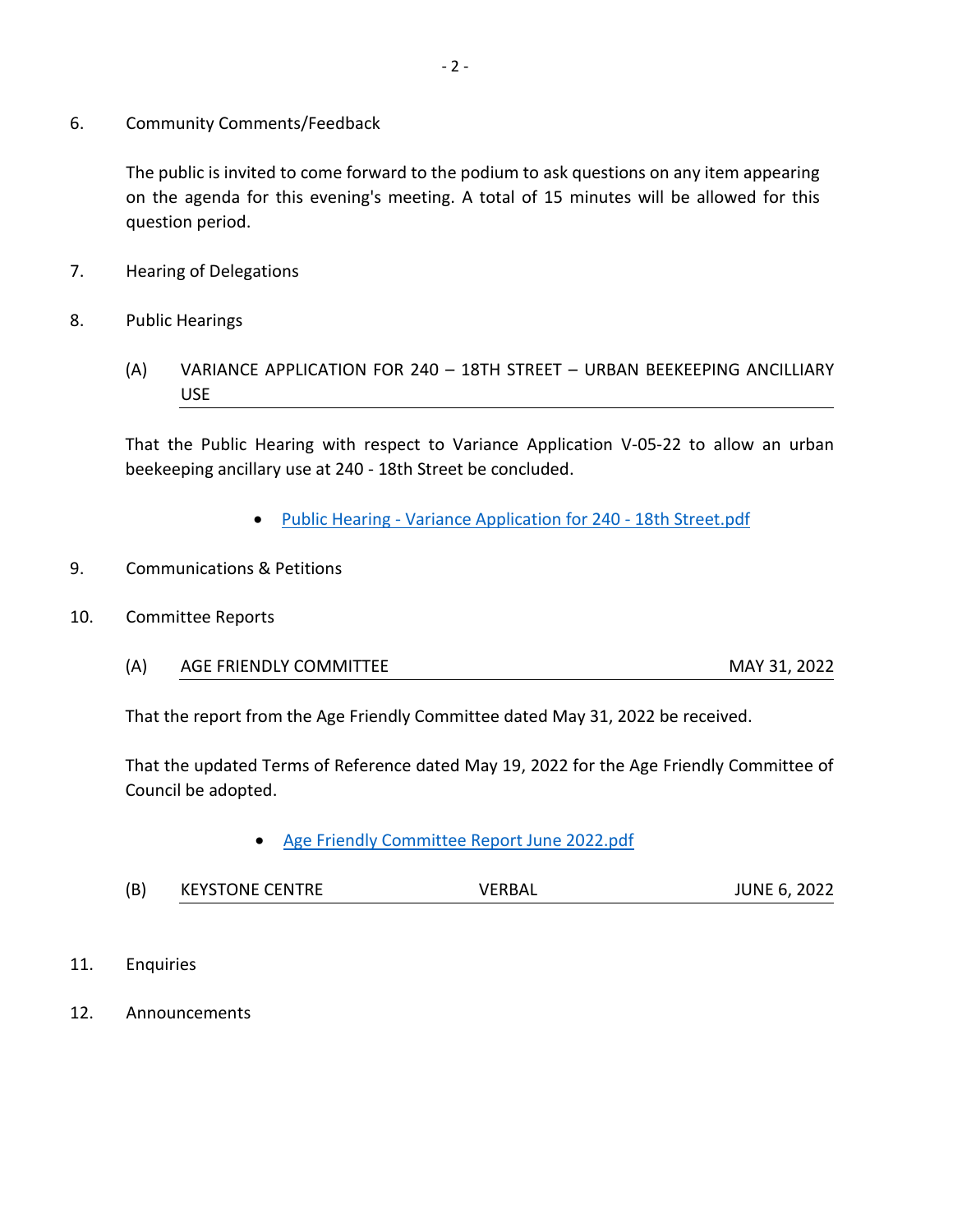6. Community Comments/Feedback

The public is invited to come forward to the podium to ask questions on any item appearing on the agenda for this evening's meeting. A total of 15 minutes will be allowed for this question period.

7. Hearing of Delegations

8. Public Hearings

(A) VARIANCE APPLICATION FOR 240 – 18TH STREET – URBAN BEEKEEPING ANCILLIARY USE

That the Public Hearing with respect to Variance Application V-05-22 to allow an urban beekeeping ancillary use at 240 - 18th Street be concluded.

- Public Hearing - Variance Application for 240 - 18th Street.pdf

9. Communications & Petitions

10. Committee Reports

(A) AGE FRIENDLY COMMITTEE — MAY 31, 2022

That the report from the Age Friendly Committee dated May 31, 2022 be received.

That the updated Terms of Reference dated May 19, 2022 for the Age Friendly Committee of Council be adopted.

- Age Friendly Committee Report June 2022.pdf

(B) KEYSTONE CENTRE — VERBAL — JUNE 6, 2022

11. Enquiries

12. Announcements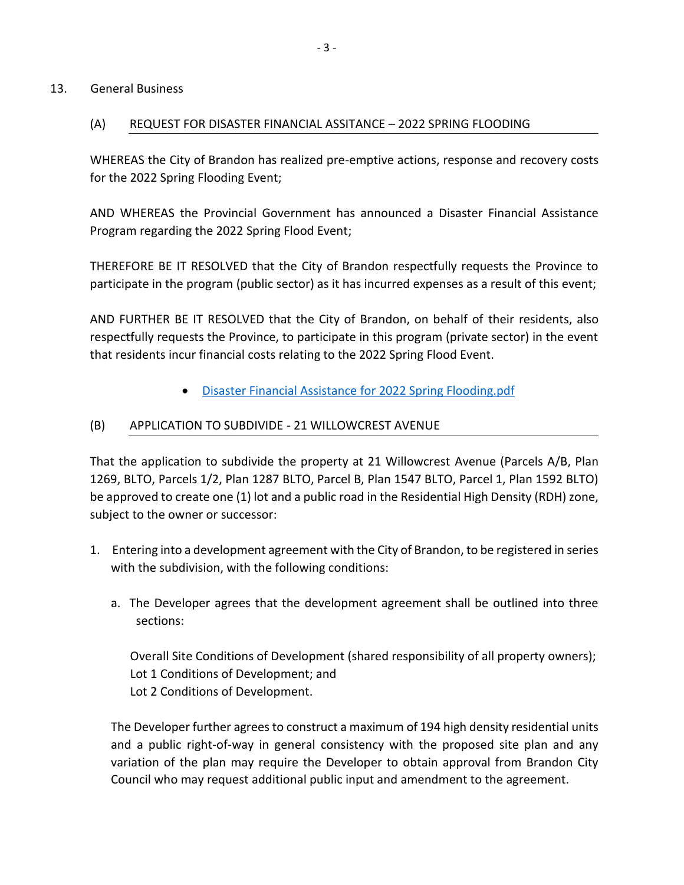13. General Business

(A) REQUEST FOR DISASTER FINANCIAL ASSITANCE – 2022 SPRING FLOODING

WHEREAS the City of Brandon has realized pre-emptive actions, response and recovery costs for the 2022 Spring Flooding Event;

AND WHEREAS the Provincial Government has announced a Disaster Financial Assistance Program regarding the 2022 Spring Flood Event;

THEREFORE BE IT RESOLVED that the City of Brandon respectfully requests the Province to participate in the program (public sector) as it has incurred expenses as a result of this event;

AND FURTHER BE IT RESOLVED that the City of Brandon, on behalf of their residents, also respectfully requests the Province, to participate in this program (private sector) in the event that residents incur financial costs relating to the 2022 Spring Flood Event.

- Disaster Financial Assistance for 2022 Spring Flooding.pdf

(B) APPLICATION TO SUBDIVIDE - 21 WILLOWCREST AVENUE

That the application to subdivide the property at 21 Willowcrest Avenue (Parcels A/B, Plan 1269, BLTO, Parcels 1/2, Plan 1287 BLTO, Parcel B, Plan 1547 BLTO, Parcel 1, Plan 1592 BLTO) be approved to create one (1) lot and a public road in the Residential High Density (RDH) zone, subject to the owner or successor:

1. Entering into a development agreement with the City of Brandon, to be registered in series with the subdivision, with the following conditions:

   a. The Developer agrees that the development agreement shall be outlined into three sections:

      Overall Site Conditions of Development (shared responsibility of all property owners);
      Lot 1 Conditions of Development; and
      Lot 2 Conditions of Development.

   The Developer further agrees to construct a maximum of 194 high density residential units and a public right-of-way in general consistency with the proposed site plan and any variation of the plan may require the Developer to obtain approval from Brandon City Council who may request additional public input and amendment to the agreement.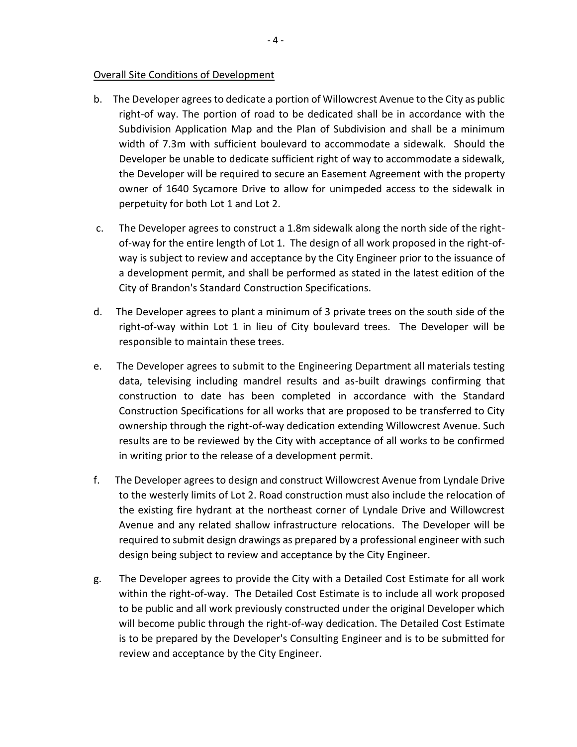Overall Site Conditions of Development

b. The Developer agrees to dedicate a portion of Willowcrest Avenue to the City as public right-of way. The portion of road to be dedicated shall be in accordance with the Subdivision Application Map and the Plan of Subdivision and shall be a minimum width of 7.3m with sufficient boulevard to accommodate a sidewalk. Should the Developer be unable to dedicate sufficient right of way to accommodate a sidewalk, the Developer will be required to secure an Easement Agreement with the property owner of 1640 Sycamore Drive to allow for unimpeded access to the sidewalk in perpetuity for both Lot 1 and Lot 2.

c. The Developer agrees to construct a 1.8m sidewalk along the north side of the right-of-way for the entire length of Lot 1. The design of all work proposed in the right-of-way is subject to review and acceptance by the City Engineer prior to the issuance of a development permit, and shall be performed as stated in the latest edition of the City of Brandon's Standard Construction Specifications.

d. The Developer agrees to plant a minimum of 3 private trees on the south side of the right-of-way within Lot 1 in lieu of City boulevard trees. The Developer will be responsible to maintain these trees.

e. The Developer agrees to submit to the Engineering Department all materials testing data, televising including mandrel results and as-built drawings confirming that construction to date has been completed in accordance with the Standard Construction Specifications for all works that are proposed to be transferred to City ownership through the right-of-way dedication extending Willowcrest Avenue. Such results are to be reviewed by the City with acceptance of all works to be confirmed in writing prior to the release of a development permit.

f. The Developer agrees to design and construct Willowcrest Avenue from Lyndale Drive to the westerly limits of Lot 2. Road construction must also include the relocation of the existing fire hydrant at the northeast corner of Lyndale Drive and Willowcrest Avenue and any related shallow infrastructure relocations. The Developer will be required to submit design drawings as prepared by a professional engineer with such design being subject to review and acceptance by the City Engineer.

g. The Developer agrees to provide the City with a Detailed Cost Estimate for all work within the right-of-way. The Detailed Cost Estimate is to include all work proposed to be public and all work previously constructed under the original Developer which will become public through the right-of-way dedication. The Detailed Cost Estimate is to be prepared by the Developer's Consulting Engineer and is to be submitted for review and acceptance by the City Engineer.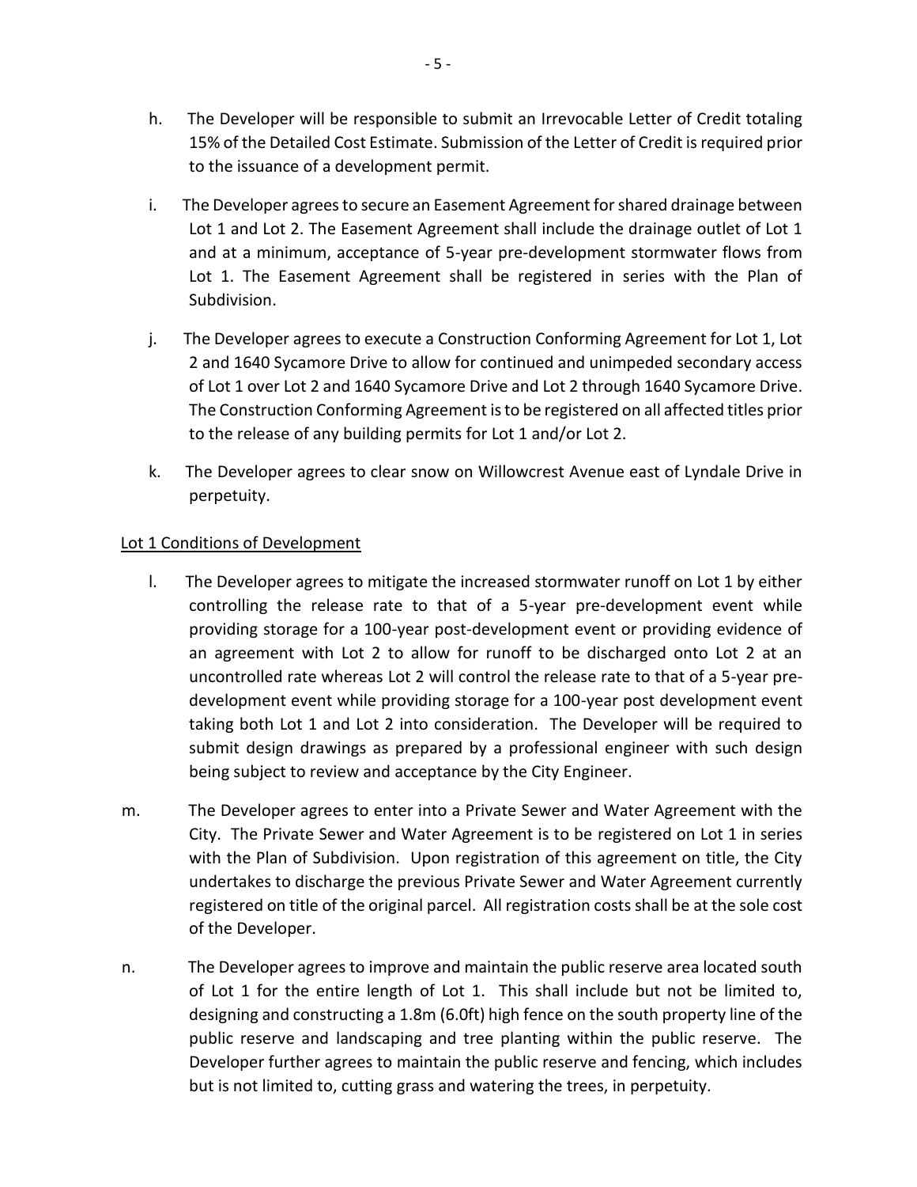h. The Developer will be responsible to submit an Irrevocable Letter of Credit totaling 15% of the Detailed Cost Estimate. Submission of the Letter of Credit is required prior to the issuance of a development permit.

i. The Developer agrees to secure an Easement Agreement for shared drainage between Lot 1 and Lot 2. The Easement Agreement shall include the drainage outlet of Lot 1 and at a minimum, acceptance of 5-year pre-development stormwater flows from Lot 1. The Easement Agreement shall be registered in series with the Plan of Subdivision.

j. The Developer agrees to execute a Construction Conforming Agreement for Lot 1, Lot 2 and 1640 Sycamore Drive to allow for continued and unimpeded secondary access of Lot 1 over Lot 2 and 1640 Sycamore Drive and Lot 2 through 1640 Sycamore Drive. The Construction Conforming Agreement is to be registered on all affected titles prior to the release of any building permits for Lot 1 and/or Lot 2.

k. The Developer agrees to clear snow on Willowcrest Avenue east of Lyndale Drive in perpetuity.

Lot 1 Conditions of Development

l. The Developer agrees to mitigate the increased stormwater runoff on Lot 1 by either controlling the release rate to that of a 5-year pre-development event while providing storage for a 100-year post-development event or providing evidence of an agreement with Lot 2 to allow for runoff to be discharged onto Lot 2 at an uncontrolled rate whereas Lot 2 will control the release rate to that of a 5-year pre-development event while providing storage for a 100-year post development event taking both Lot 1 and Lot 2 into consideration. The Developer will be required to submit design drawings as prepared by a professional engineer with such design being subject to review and acceptance by the City Engineer.

m. The Developer agrees to enter into a Private Sewer and Water Agreement with the City. The Private Sewer and Water Agreement is to be registered on Lot 1 in series with the Plan of Subdivision. Upon registration of this agreement on title, the City undertakes to discharge the previous Private Sewer and Water Agreement currently registered on title of the original parcel. All registration costs shall be at the sole cost of the Developer.

n. The Developer agrees to improve and maintain the public reserve area located south of Lot 1 for the entire length of Lot 1. This shall include but not be limited to, designing and constructing a 1.8m (6.0ft) high fence on the south property line of the public reserve and landscaping and tree planting within the public reserve. The Developer further agrees to maintain the public reserve and fencing, which includes but is not limited to, cutting grass and watering the trees, in perpetuity.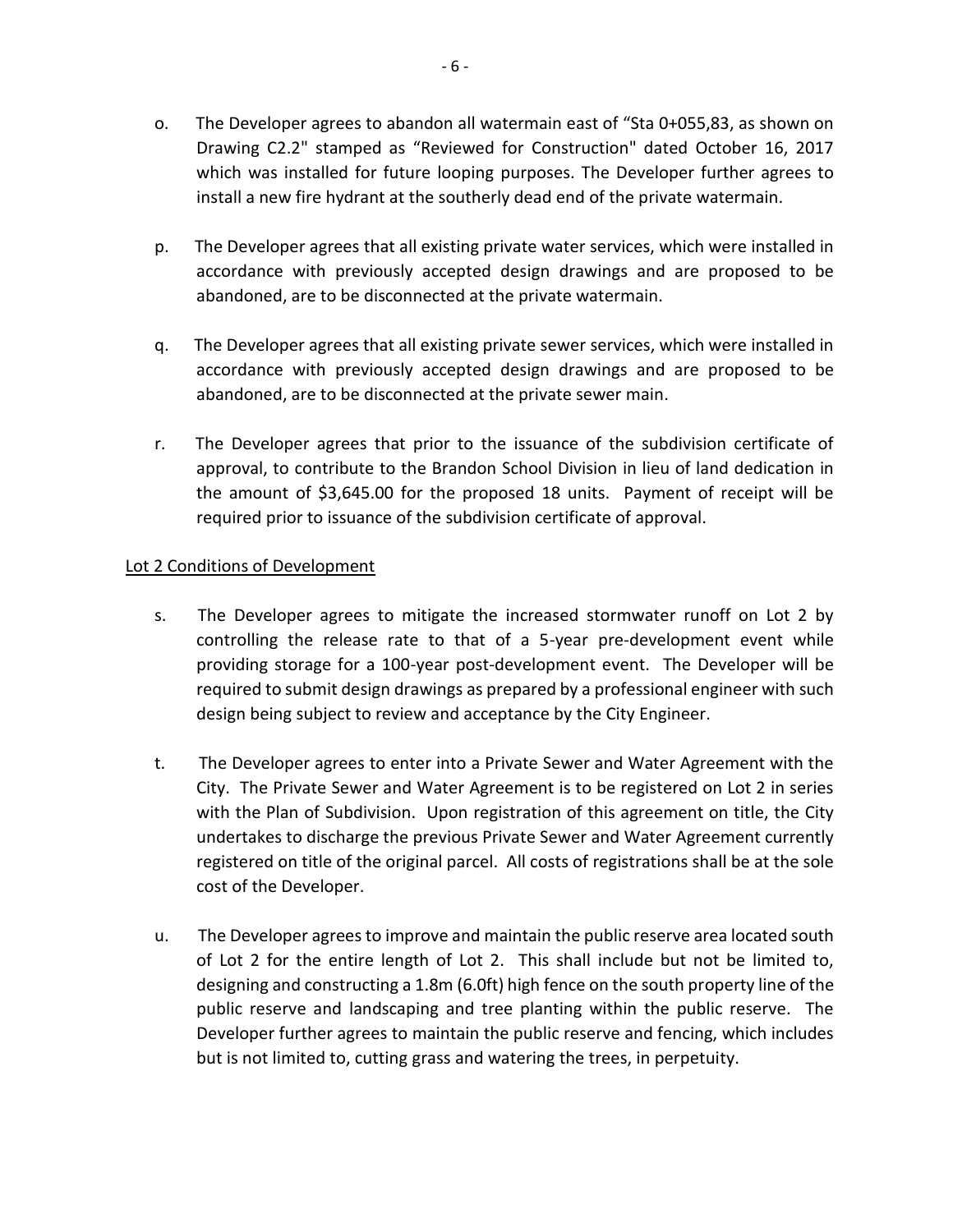o. The Developer agrees to abandon all watermain east of "Sta 0+055,83, as shown on Drawing C2.2" stamped as "Reviewed for Construction" dated October 16, 2017 which was installed for future looping purposes. The Developer further agrees to install a new fire hydrant at the southerly dead end of the private watermain.

p. The Developer agrees that all existing private water services, which were installed in accordance with previously accepted design drawings and are proposed to be abandoned, are to be disconnected at the private watermain.

q. The Developer agrees that all existing private sewer services, which were installed in accordance with previously accepted design drawings and are proposed to be abandoned, are to be disconnected at the private sewer main.

r. The Developer agrees that prior to the issuance of the subdivision certificate of approval, to contribute to the Brandon School Division in lieu of land dedication in the amount of $3,645.00 for the proposed 18 units. Payment of receipt will be required prior to issuance of the subdivision certificate of approval.

Lot 2 Conditions of Development

s. The Developer agrees to mitigate the increased stormwater runoff on Lot 2 by controlling the release rate to that of a 5-year pre-development event while providing storage for a 100-year post-development event. The Developer will be required to submit design drawings as prepared by a professional engineer with such design being subject to review and acceptance by the City Engineer.

t. The Developer agrees to enter into a Private Sewer and Water Agreement with the City. The Private Sewer and Water Agreement is to be registered on Lot 2 in series with the Plan of Subdivision. Upon registration of this agreement on title, the City undertakes to discharge the previous Private Sewer and Water Agreement currently registered on title of the original parcel. All costs of registrations shall be at the sole cost of the Developer.

u. The Developer agrees to improve and maintain the public reserve area located south of Lot 2 for the entire length of Lot 2. This shall include but not be limited to, designing and constructing a 1.8m (6.0ft) high fence on the south property line of the public reserve and landscaping and tree planting within the public reserve. The Developer further agrees to maintain the public reserve and fencing, which includes but is not limited to, cutting grass and watering the trees, in perpetuity.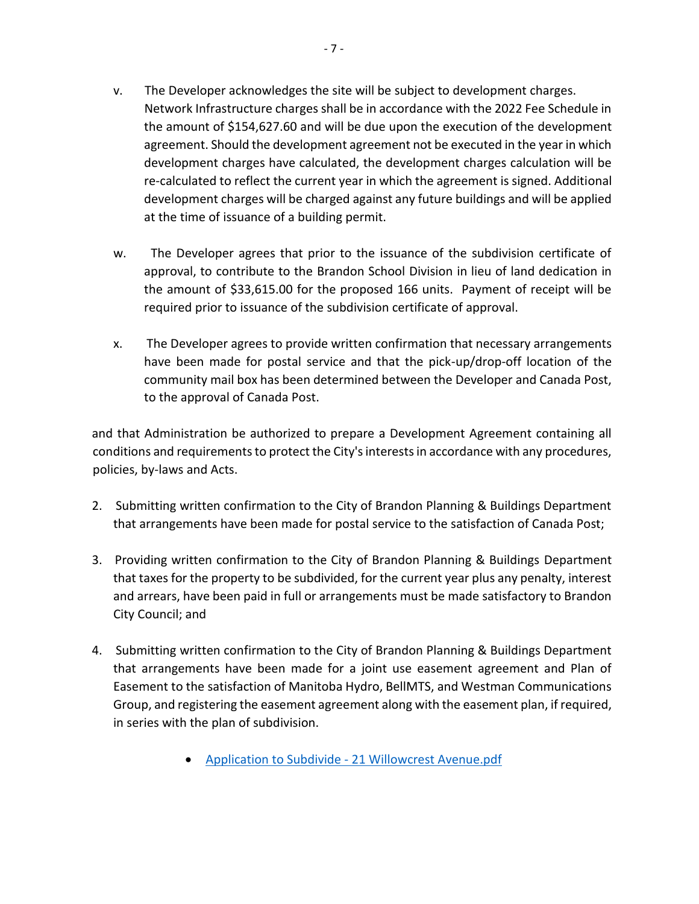v. The Developer acknowledges the site will be subject to development charges. Network Infrastructure charges shall be in accordance with the 2022 Fee Schedule in the amount of $154,627.60 and will be due upon the execution of the development agreement. Should the development agreement not be executed in the year in which development charges have calculated, the development charges calculation will be re-calculated to reflect the current year in which the agreement is signed. Additional development charges will be charged against any future buildings and will be applied at the time of issuance of a building permit.

w. The Developer agrees that prior to the issuance of the subdivision certificate of approval, to contribute to the Brandon School Division in lieu of land dedication in the amount of $33,615.00 for the proposed 166 units. Payment of receipt will be required prior to issuance of the subdivision certificate of approval.

x. The Developer agrees to provide written confirmation that necessary arrangements have been made for postal service and that the pick-up/drop-off location of the community mail box has been determined between the Developer and Canada Post, to the approval of Canada Post.

and that Administration be authorized to prepare a Development Agreement containing all conditions and requirements to protect the City's interests in accordance with any procedures, policies, by-laws and Acts.

2. Submitting written confirmation to the City of Brandon Planning & Buildings Department that arrangements have been made for postal service to the satisfaction of Canada Post;

3. Providing written confirmation to the City of Brandon Planning & Buildings Department that taxes for the property to be subdivided, for the current year plus any penalty, interest and arrears, have been paid in full or arrangements must be made satisfactory to Brandon City Council; and

4. Submitting written confirmation to the City of Brandon Planning & Buildings Department that arrangements have been made for a joint use easement agreement and Plan of Easement to the satisfaction of Manitoba Hydro, BellMTS, and Westman Communications Group, and registering the easement agreement along with the easement plan, if required, in series with the plan of subdivision.

- Application to Subdivide - 21 Willowcrest Avenue.pdf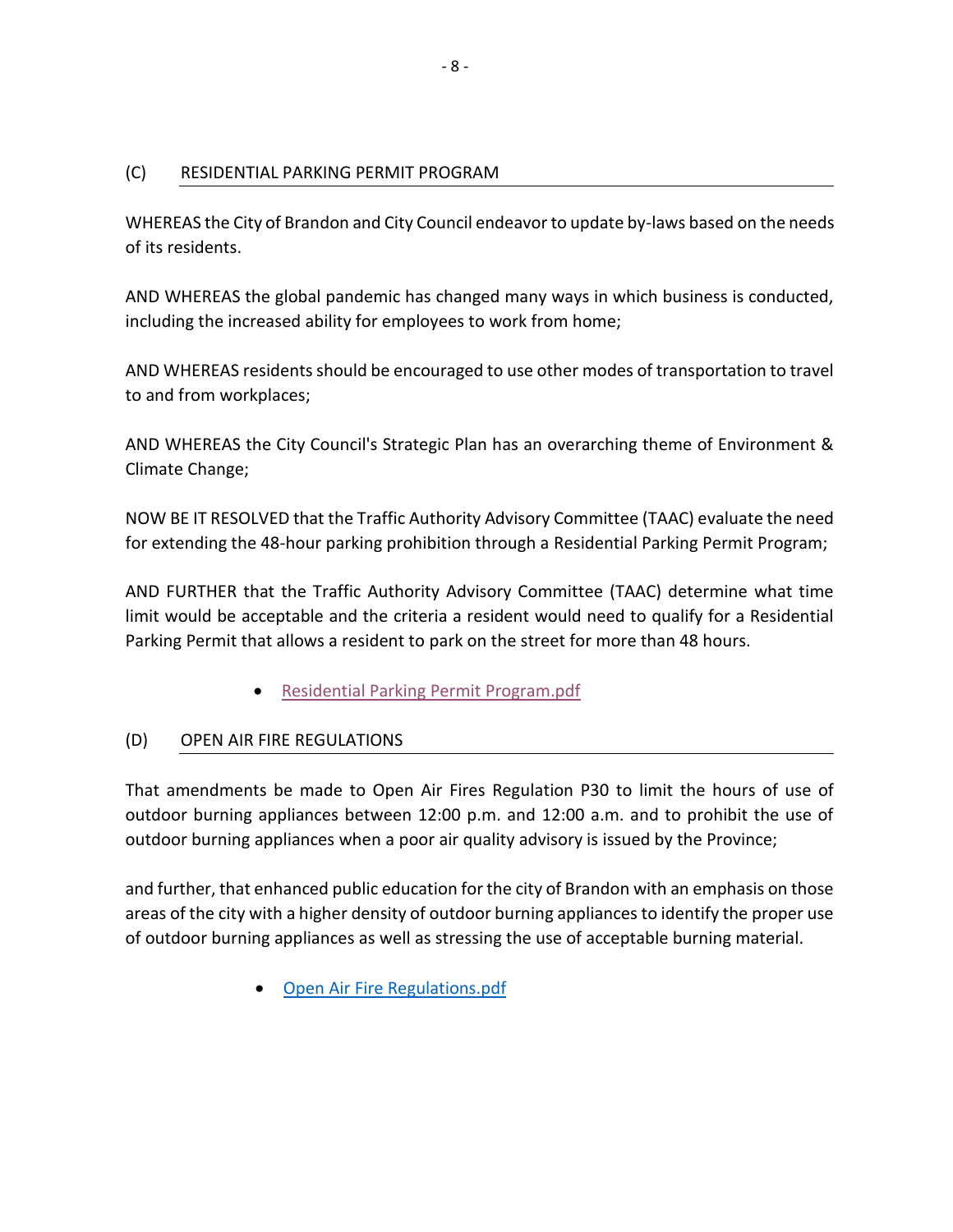## (C) RESIDENTIAL PARKING PERMIT PROGRAM

WHEREAS the City of Brandon and City Council endeavor to update by-laws based on the needs of its residents.

AND WHEREAS the global pandemic has changed many ways in which business is conducted, including the increased ability for employees to work from home;

AND WHEREAS residents should be encouraged to use other modes of transportation to travel to and from workplaces;

AND WHEREAS the City Council's Strategic Plan has an overarching theme of Environment & Climate Change;

NOW BE IT RESOLVED that the Traffic Authority Advisory Committee (TAAC) evaluate the need for extending the 48-hour parking prohibition through a Residential Parking Permit Program;

AND FURTHER that the Traffic Authority Advisory Committee (TAAC) determine what time limit would be acceptable and the criteria a resident would need to qualify for a Residential Parking Permit that allows a resident to park on the street for more than 48 hours.

- Residential Parking Permit Program.pdf

## (D) OPEN AIR FIRE REGULATIONS

That amendments be made to Open Air Fires Regulation P30 to limit the hours of use of outdoor burning appliances between 12:00 p.m. and 12:00 a.m. and to prohibit the use of outdoor burning appliances when a poor air quality advisory is issued by the Province;

and further, that enhanced public education for the city of Brandon with an emphasis on those areas of the city with a higher density of outdoor burning appliances to identify the proper use of outdoor burning appliances as well as stressing the use of acceptable burning material.

- Open Air Fire Regulations.pdf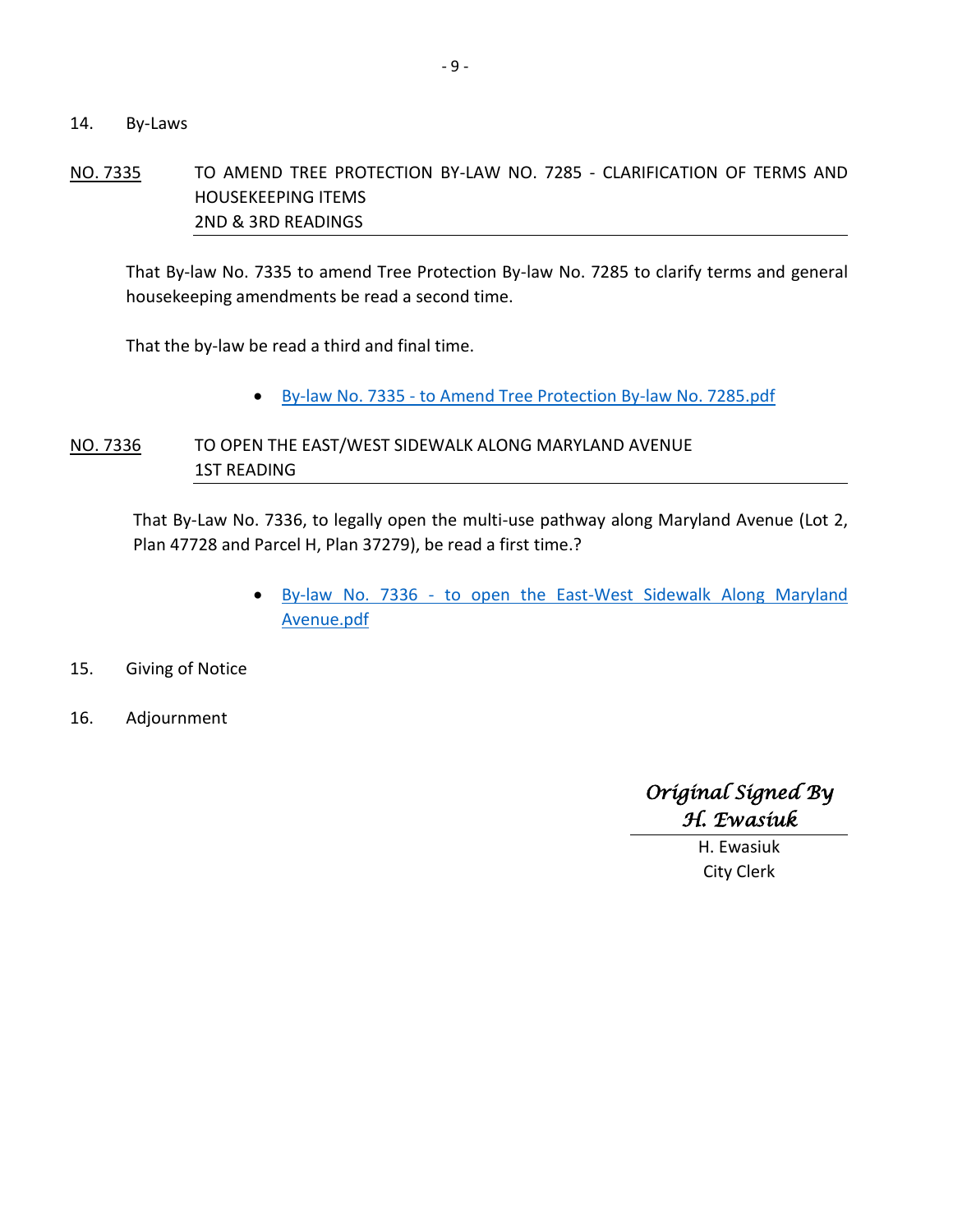14. By-Laws

NO. 7335 TO AMEND TREE PROTECTION BY-LAW NO. 7285 - CLARIFICATION OF TERMS AND HOUSEKEEPING ITEMS
2ND & 3RD READINGS

That By-law No. 7335 to amend Tree Protection By-law No. 7285 to clarify terms and general housekeeping amendments be read a second time.

That the by-law be read a third and final time.

- By-law No. 7335 - to Amend Tree Protection By-law No. 7285.pdf

NO. 7336 TO OPEN THE EAST/WEST SIDEWALK ALONG MARYLAND AVENUE
1ST READING

That By-Law No. 7336, to legally open the multi-use pathway along Maryland Avenue (Lot 2, Plan 47728 and Parcel H, Plan 37279), be read a first time.?

- By-law No. 7336 - to open the East-West Sidewalk Along Maryland Avenue.pdf

15. Giving of Notice

16. Adjournment

*Original Signed By*
*H. Ewasiuk*

H. Ewasiuk
City Clerk